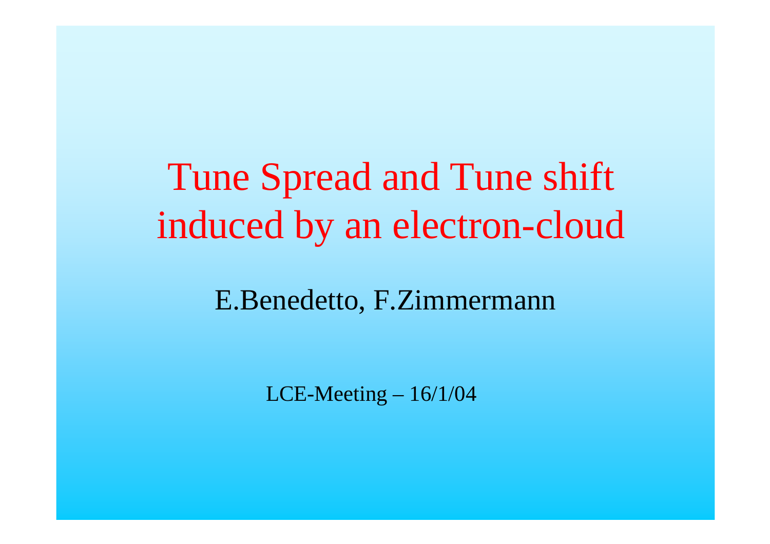# Tune Spread and Tune shift induced by an electron-cloud

E.Benedetto, F.Zimmermann

LCE-Meeting – 16/1/04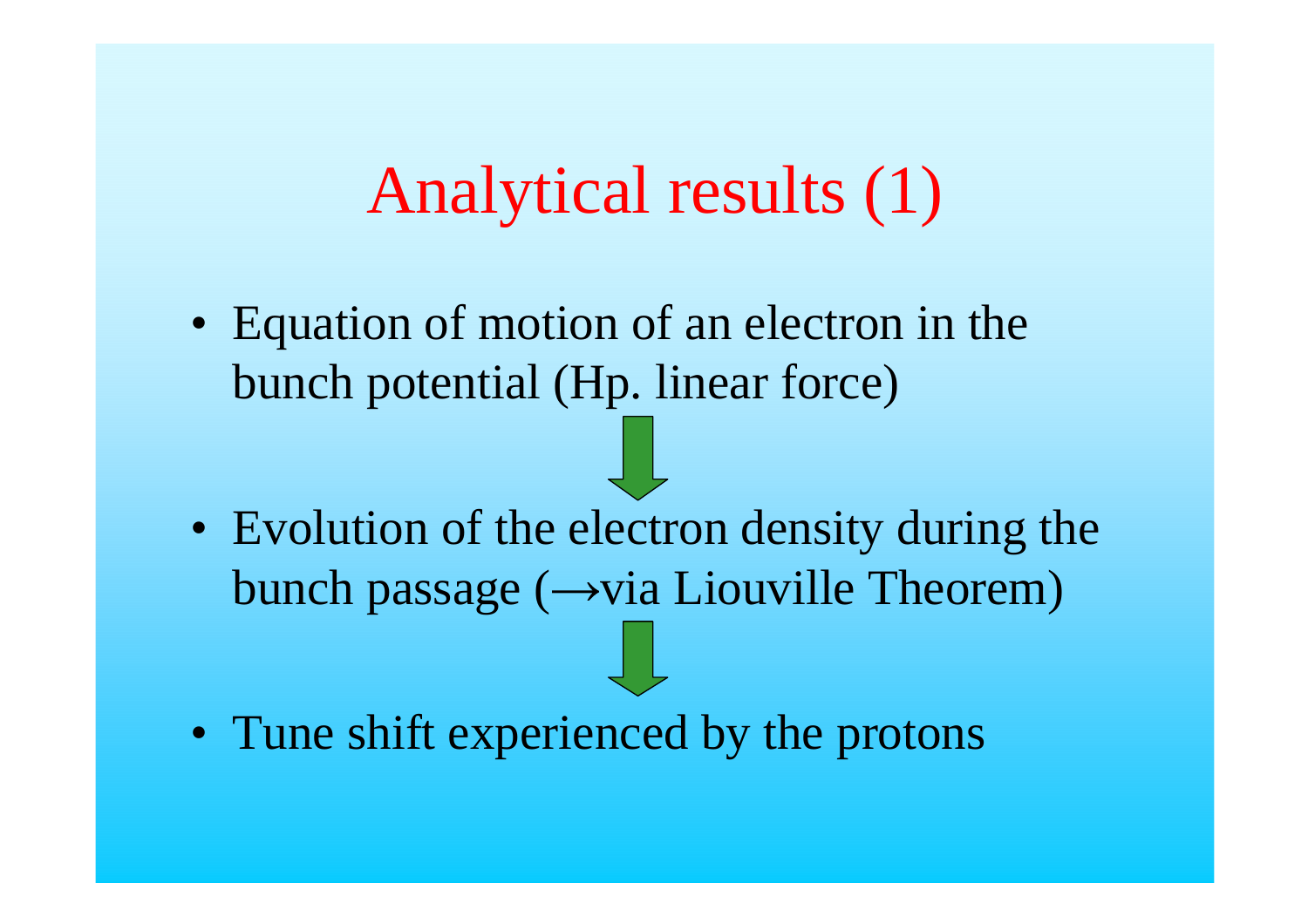# Analytical results (1)

- Equation of motion of an electron in the bunch potential (Hp. linear force)

↓

- Evolution of the electron density during the bunch passage (→via Liouville Theorem)

↓

- Tune shift experienced by the protons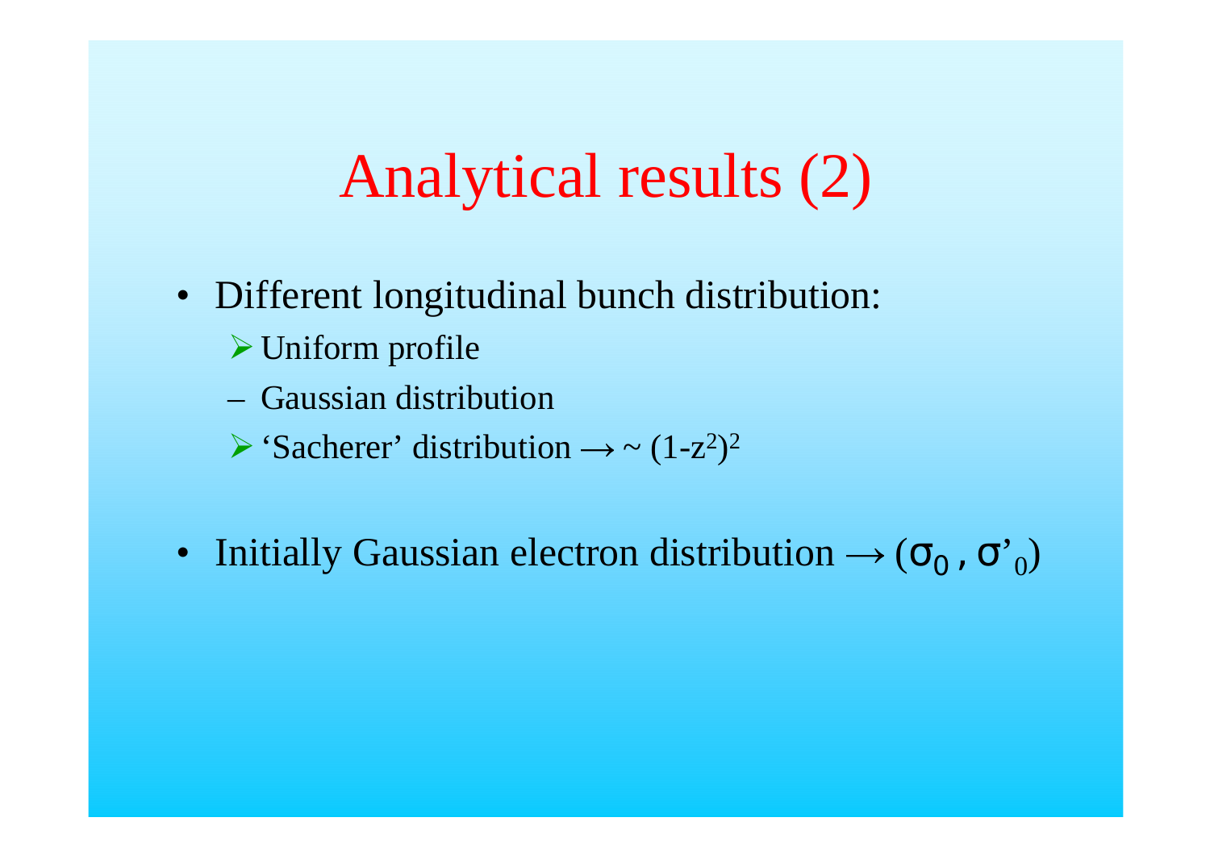# Analytical results (2)

- Different longitudinal bunch distribution:
  - Uniform profile
  - Gaussian distribution
  - 'Sacherer' distribution → ~ $(1-z^2)^2$

- Initially Gaussian electron distribution → $(\sigma_0 , \sigma'_0)$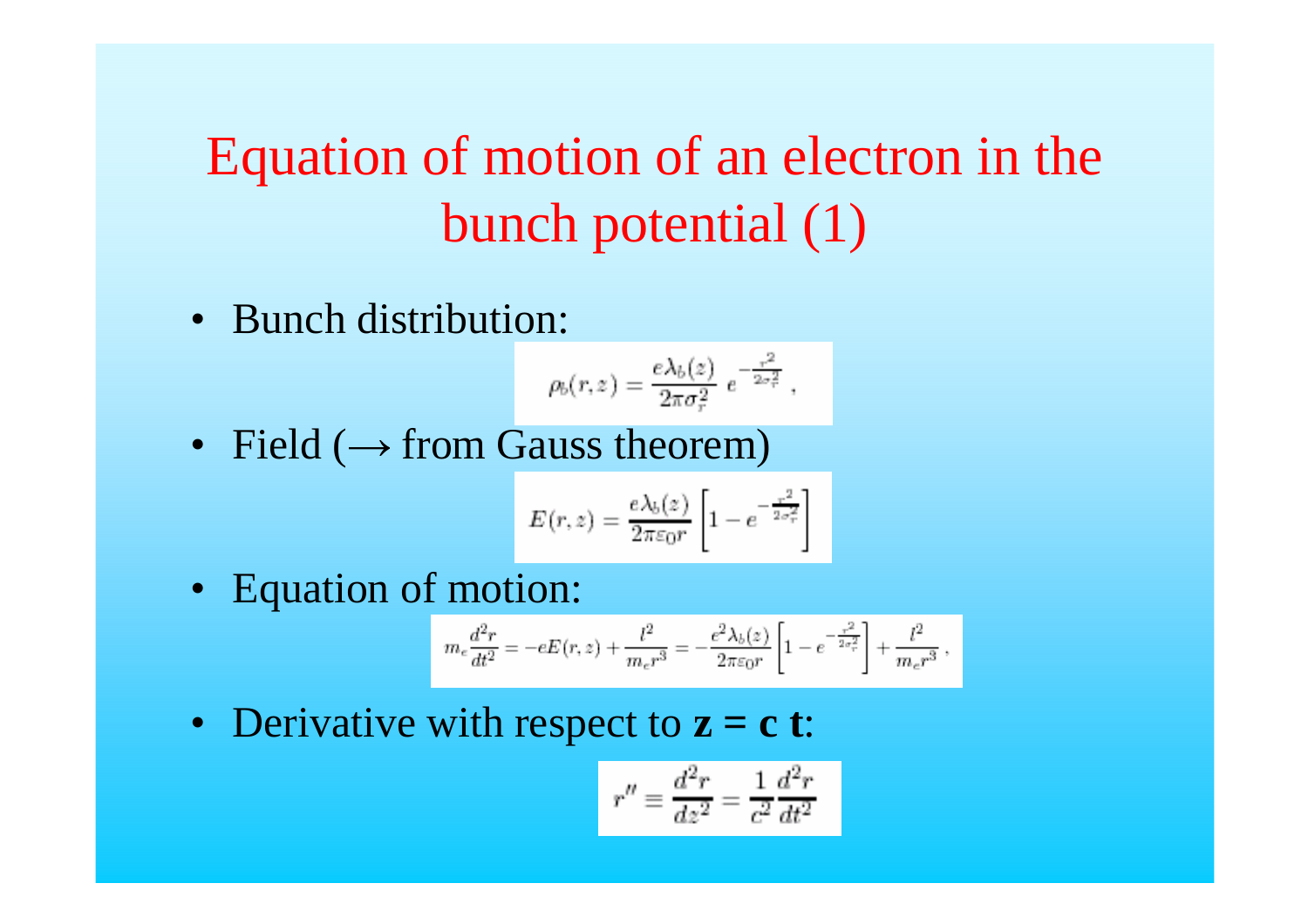# Equation of motion of an electron in the bunch potential (1)

- Bunch distribution:

$$\rho_b(r,z) = \frac{e\lambda_b(z)}{2\pi\sigma_r^2}\, e^{-\frac{r^2}{2\sigma_r^2}}\,,$$

- Field ($\rightarrow$ from Gauss theorem)

$$E(r,z) = \frac{e\lambda_b(z)}{2\pi\varepsilon_0 r}\left[1 - e^{-\frac{r^2}{2\sigma_r^2}}\right]$$

- Equation of motion:

$$m_e\frac{d^2r}{dt^2} = -eE(r,z) + \frac{l^2}{m_e r^3} = -\frac{e^2\lambda_b(z)}{2\pi\varepsilon_0 r}\left[1 - e^{-\frac{r^2}{2\sigma_r^2}}\right] + \frac{l^2}{m_e r^3}\,,$$

- Derivative with respect to **z = c t**:

$$r'' \equiv \frac{d^2r}{dz^2} = \frac{1}{c^2}\frac{d^2r}{dt^2}$$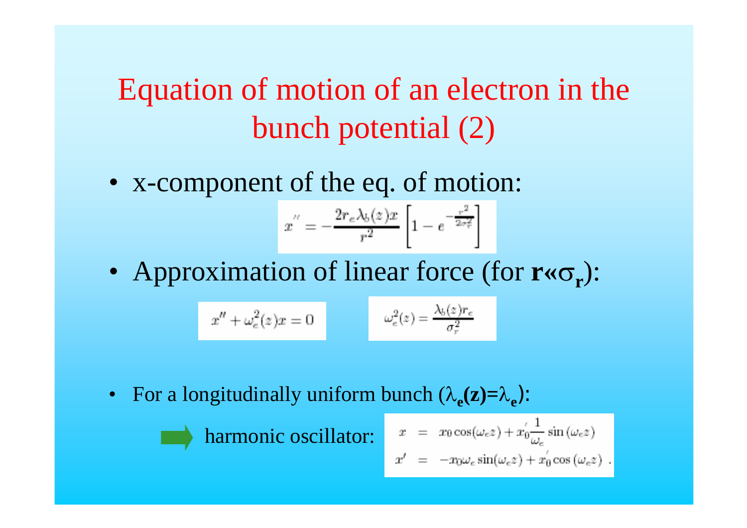# Equation of motion of an electron in the bunch potential (2)

- x-component of the eq. of motion:

$$x'' = -\frac{2r_e\lambda_b(z)x}{r^2}\left[1 - e^{-\frac{r^2}{2\sigma_r^2}}\right]$$

- Approximation of linear force (for **r«$\sigma_r$**):

$$x'' + \omega_e^2(z)x = 0 \qquad \omega_e^2(z) = \frac{\lambda_b(z)r_e}{\sigma_r^2}$$

- For a longitudinally uniform bunch (**$\lambda_e(z)=\lambda_e$**):

  harmonic oscillator:

$$\begin{aligned} x &= x_0\cos(\omega_e z) + x_0'\frac{1}{\omega_e}\sin(\omega_e z) \\ x' &= -x_0\omega_e\sin(\omega_e z) + x_0'\cos(\omega_e z) \ . \end{aligned}$$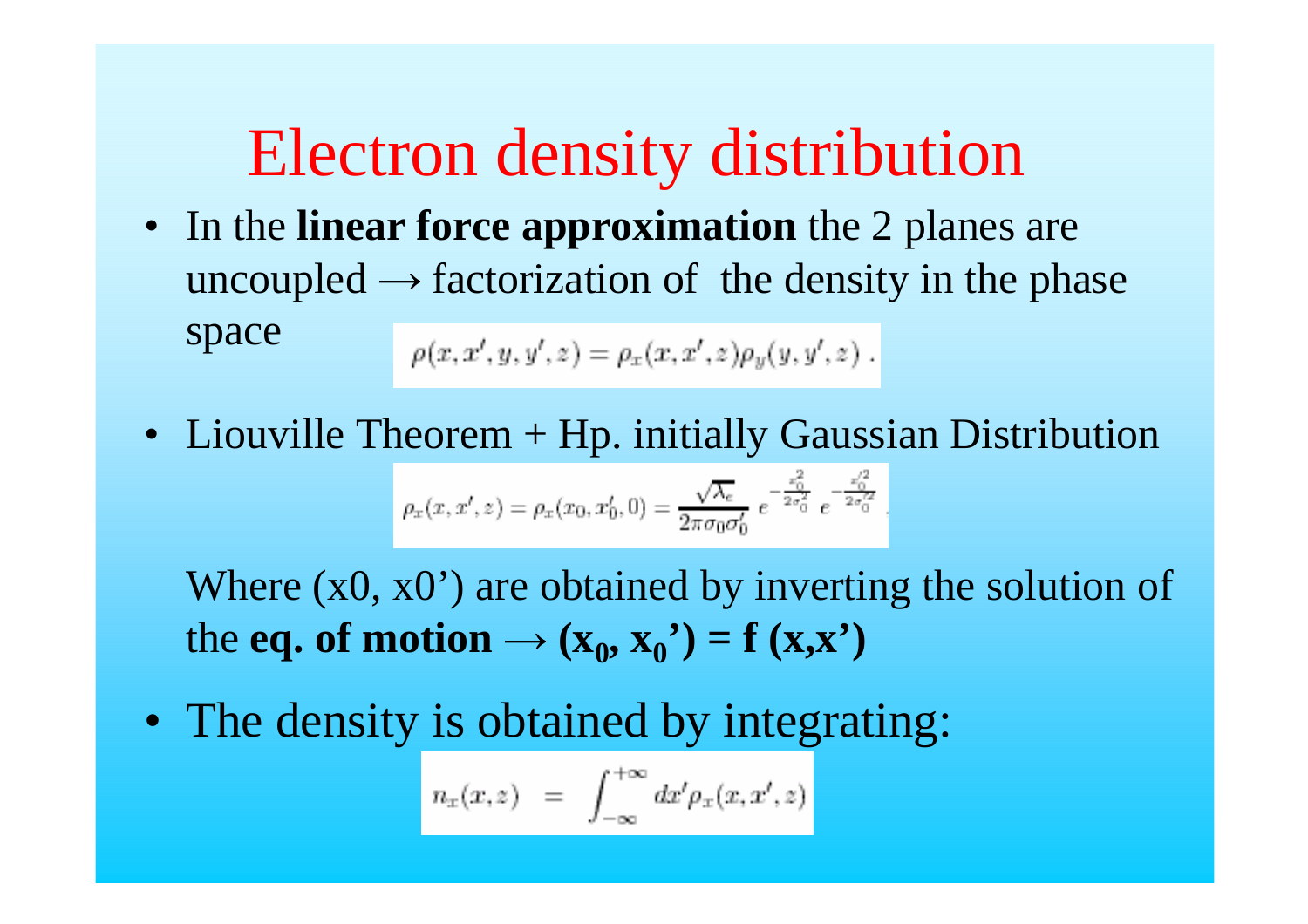# Electron density distribution

- In the **linear force approximation** the 2 planes are uncoupled → factorization of the density in the phase space

$$\rho(x, x', y, y', z) = \rho_x(x, x', z)\rho_y(y, y', z) .$$

- Liouville Theorem + Hp. initially Gaussian Distribution

$$\rho_x(x, x', z) = \rho_x(x_0, x_0', 0) = \frac{\sqrt{\lambda_e}}{2\pi\sigma_0\sigma_0'} \; e^{-\frac{x_0^2}{2\sigma_0^2}} \; e^{-\frac{x_0'^2}{2\sigma_0'^2}} .$$

Where (x0, x0') are obtained by inverting the solution of the **eq. of motion → ($x_0$, $x_0'$) = f (x,x')**

- The density is obtained by integrating:

$$n_x(x, z) \;\; = \;\; \int_{-\infty}^{+\infty} dx' \rho_x(x, x', z)$$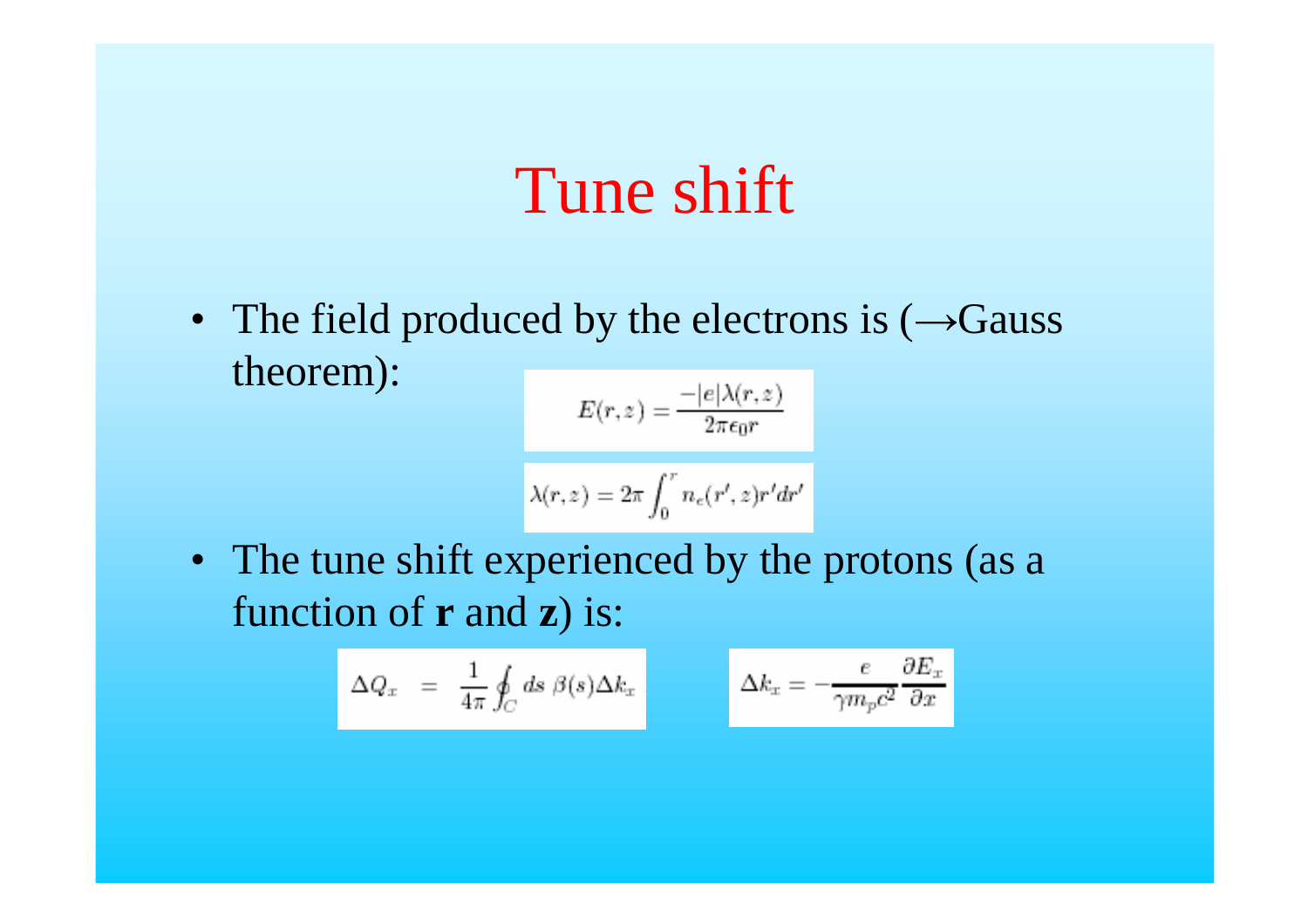# Tune shift

- The field produced by the electrons is (→Gauss theorem):

$$E(r,z) = \frac{-|e|\lambda(r,z)}{2\pi\epsilon_0 r}$$

$$\lambda(r,z) = 2\pi \int_0^r n_e(r',z) r' dr'$$

- The tune shift experienced by the protons (as a function of **r** and **z**) is:

$$\Delta Q_x = \frac{1}{4\pi} \oint_C ds \ \beta(s) \Delta k_x$$

$$\Delta k_x = -\frac{e}{\gamma m_p c^2} \frac{\partial E_x}{\partial x}$$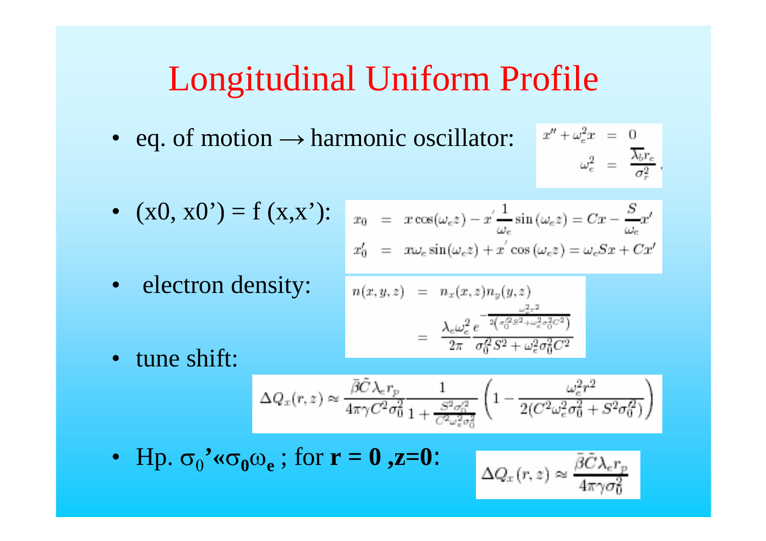# Longitudinal Uniform Profile

- eq. of motion → harmonic oscillator:

$$
\begin{aligned}
x'' + \omega_e^2 x &= 0 \\
\omega_e^2 &= \frac{\overline{\lambda_b} r_e}{\sigma_r^2},
\end{aligned}
$$

- (x0, x0') = f (x,x'):

$$
\begin{aligned}
x_0 &= x\cos(\omega_e z) - x' \frac{1}{\omega_e}\sin(\omega_e z) = Cx - \frac{S}{\omega_e}x' \\
x_0' &= x\omega_e \sin(\omega_e z) + x' \cos(\omega_e z) = \omega_e S x + C x'
\end{aligned}
$$

- electron density:

$$
\begin{aligned}
n(x,y,z) &= n_x(x,z) n_y(y,z) \\
&= \frac{\lambda_e \omega_e^2}{2\pi} \frac{e^{-\frac{\omega_e^2 r^2}{2\left(\sigma_0'^2 S^2 + \omega_e^2 \sigma_0^2 C^2\right)}}}{\sigma_0'^2 S^2 + \omega_e^2 \sigma_0^2 C^2}
\end{aligned}
$$

- tune shift:

$$
\Delta Q_x(r,z) \approx \frac{\bar{\beta}\tilde{C}\lambda_e r_p}{4\pi\gamma C^2 \sigma_0^2} \frac{1}{1 + \frac{S^2 \sigma_0'^2}{C^2 \omega_e^2 \sigma_0^2}} \left(1 - \frac{\omega_e^2 r^2}{2(C^2 \omega_e^2 \sigma_0^2 + S^2 \sigma_0'^2)}\right)
$$

- Hp. $\sigma_0' \ll \boldsymbol{\sigma_0 \omega_e}$ ; for **r = 0 ,z=0**:

$$
\Delta Q_x(r,z) \approx \frac{\bar{\beta}\tilde{C}\lambda_e r_p}{4\pi\gamma\sigma_0^2}
$$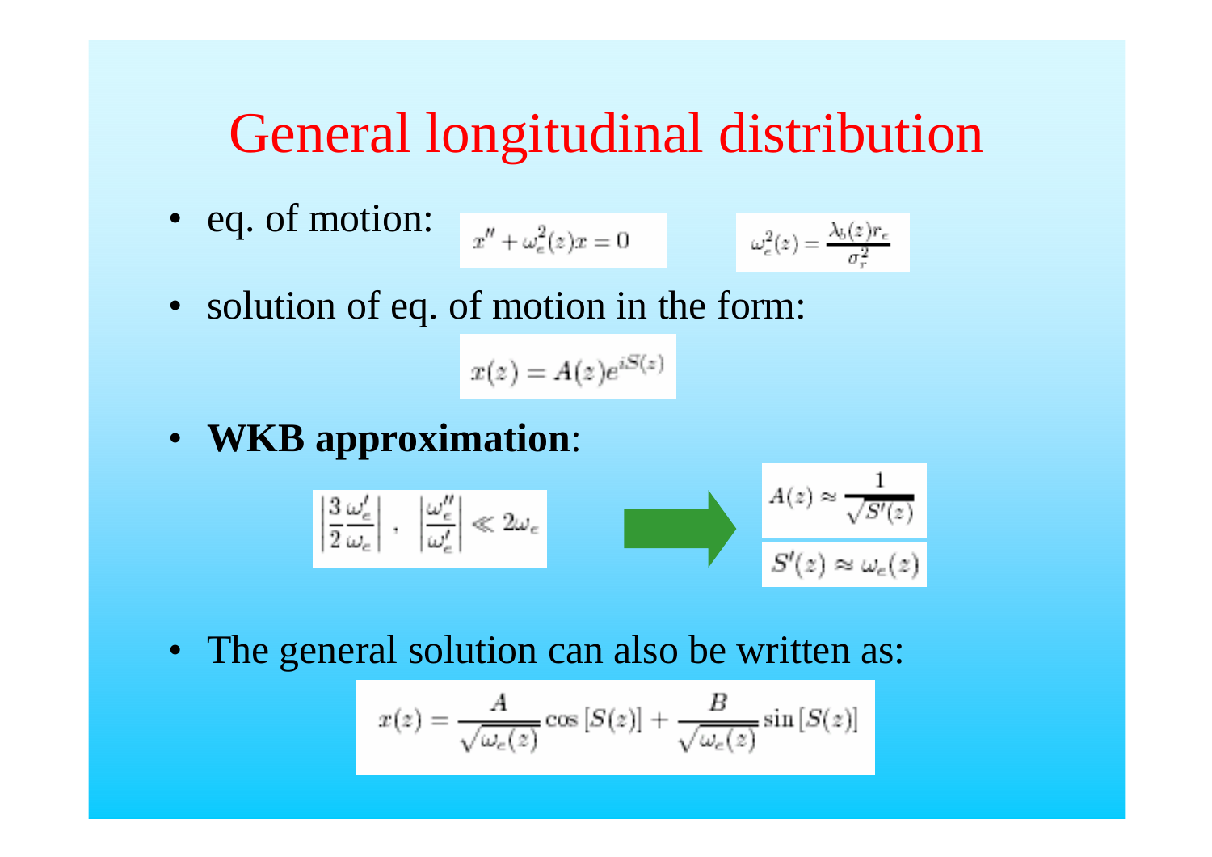# General longitudinal distribution

- eq. of motion: $x'' + \omega_e^2(z)x = 0$ $\quad \omega_e^2(z) = \frac{\lambda_b(z) r_e}{\sigma_r^2}$
- solution of eq. of motion in the form:

$$x(z) = A(z)e^{iS(z)}$$

- **WKB approximation**:

$$\left|\frac{3}{2}\frac{\omega_e'}{\omega_e}\right| , \quad \left|\frac{\omega_e''}{\omega_e'}\right| \ll 2\omega_e \quad \Rightarrow \quad A(z) \approx \frac{1}{\sqrt{S'(z)}} \qquad S'(z) \approx \omega_e(z)$$

- The general solution can also be written as:

$$x(z) = \frac{A}{\sqrt{\omega_e(z)}}\cos\left[S(z)\right] + \frac{B}{\sqrt{\omega_e(z)}}\sin\left[S(z)\right]$$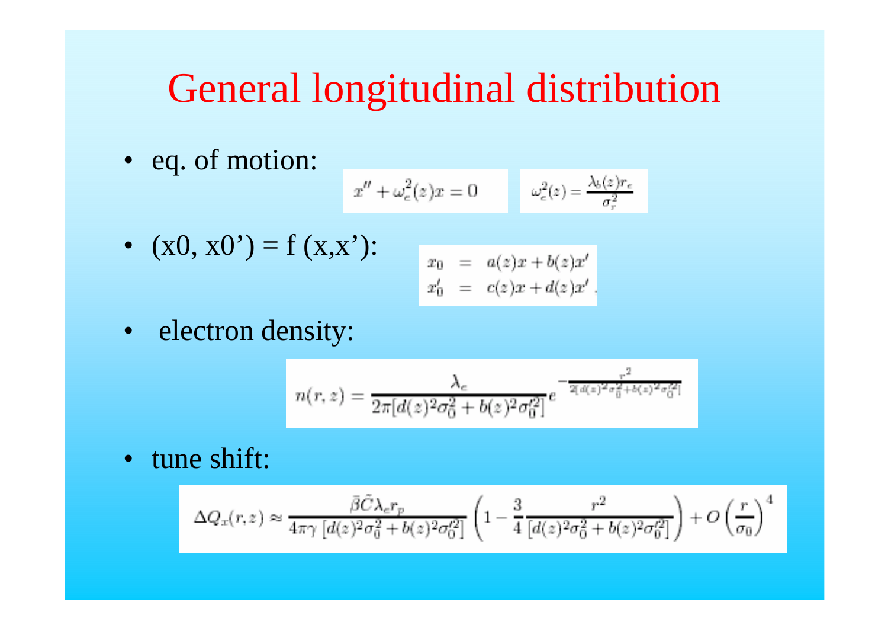# General longitudinal distribution

- eq. of motion:

$$x'' + \omega_e^2(z)x = 0 \qquad \omega_e^2(z) = \frac{\lambda_b(z) r_e}{\sigma_r^2}$$

- (x0, x0') = f (x,x'):

$$\begin{aligned} x_0 &= a(z)x + b(z)x' \\ x_0' &= c(z)x + d(z)x' . \end{aligned}$$

- electron density:

$$n(r,z) = \frac{\lambda_e}{2\pi[d(z)^2\sigma_0^2 + b(z)^2\sigma_0'^2]} e^{-\frac{r^2}{2[d(z)^2\sigma_0^2 + b(z)^2\sigma_0'^2]}}$$

- tune shift:

$$\Delta Q_x(r,z) \approx \frac{\bar{\beta}\tilde{C}\lambda_e r_p}{4\pi\gamma\,[d(z)^2\sigma_0^2 + b(z)^2\sigma_0'^2]} \left(1 - \frac{3}{4}\frac{r^2}{[d(z)^2\sigma_0^2 + b(z)^2\sigma_0'^2]}\right) + O\left(\frac{r}{\sigma_0}\right)^4$$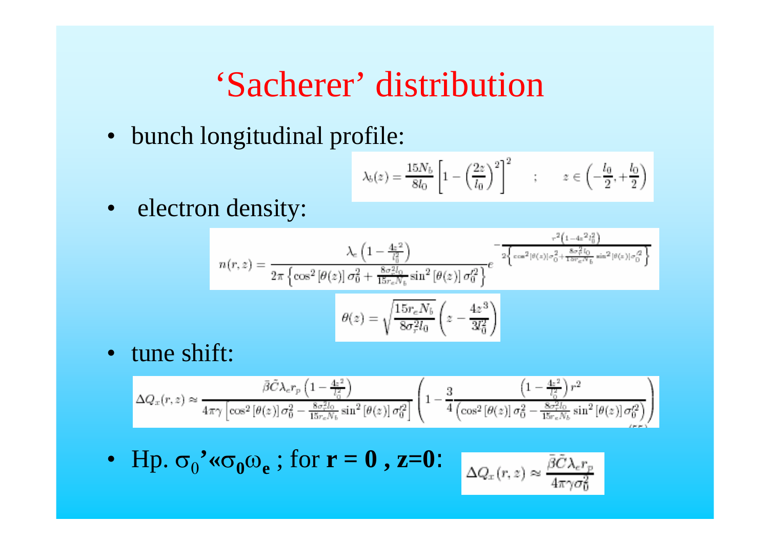# 'Sacherer' distribution

- bunch longitudinal profile:

$$\lambda_b(z) = \frac{15N_b}{8l_0}\left[1 - \left(\frac{2z}{l_0}\right)^2\right]^2 \quad ; \quad z \in \left(-\frac{l_0}{2}, +\frac{l_0}{2}\right)$$

- electron density:

$$n(r,z) = \frac{\lambda_e\left(1 - \frac{4z^2}{l_0^2}\right)}{2\pi\left\{\cos^2[\theta(z)]\,\sigma_0^2 + \frac{8\sigma_r^2 l_0}{15 r_e N_b}\sin^2[\theta(z)]\,\sigma_0'^2\right\}} e^{-\frac{r^2\left(1-4z^2 l_0^2\right)}{2\left\{\cos^2[\theta(z)]\sigma_0^2 + \frac{8\sigma_r^2 l_0}{15 r_e N_b}\sin^2[\theta(z)]\sigma_0'^2\right\}}}$$

$$\theta(z) = \sqrt{\frac{15 r_e N_b}{8\sigma_r^2 l_0}}\left(z - \frac{4z^3}{3l_0^2}\right)$$

- tune shift:

$$\Delta Q_x(r,z) \approx \frac{\bar{\beta}\tilde{C}\lambda_e r_p\left(1 - \frac{4z^2}{l_0^2}\right)}{4\pi\gamma\left[\cos^2[\theta(z)]\,\sigma_0^2 - \frac{8\sigma_r^2 l_0}{15 r_e N_b}\sin^2[\theta(z)]\,\sigma_0'^2\right]}\left(1 - \frac{3}{4}\frac{\left(1 - \frac{4z^2}{l_0^2}\right)r^2}{\left(\cos^2[\theta(z)]\,\sigma_0^2 - \frac{8\sigma_r^2 l_0}{15 r_e N_b}\sin^2[\theta(z)]\,\sigma_0'^2\right)}\right)$$

- Hp. $\sigma_0' \ll \boldsymbol{\sigma_0 \omega_e}$ ; for **r = 0 , z=0**: $\Delta Q_x(r,z) \approx \frac{\bar{\beta}\tilde{C}\lambda_e r_p}{4\pi\gamma\sigma_0^2}$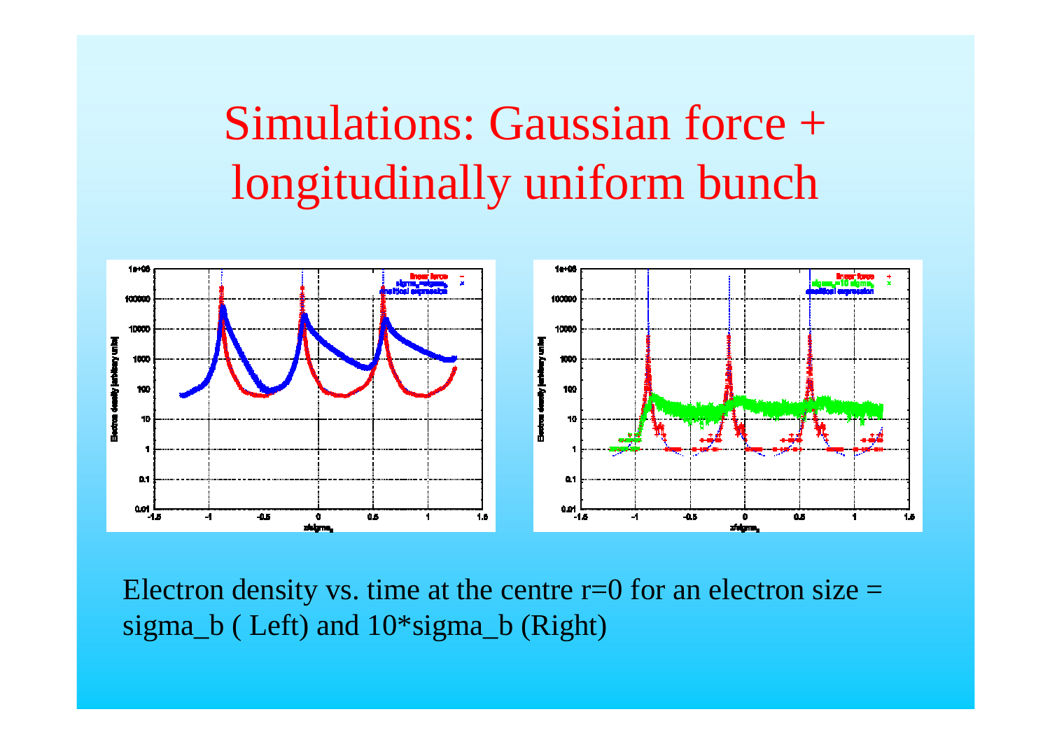# Simulations: Gaussian force + longitudinally uniform bunch

Electron density vs. time at the centre r=0 for an electron size = sigma_b ( Left) and 10*sigma_b (Right)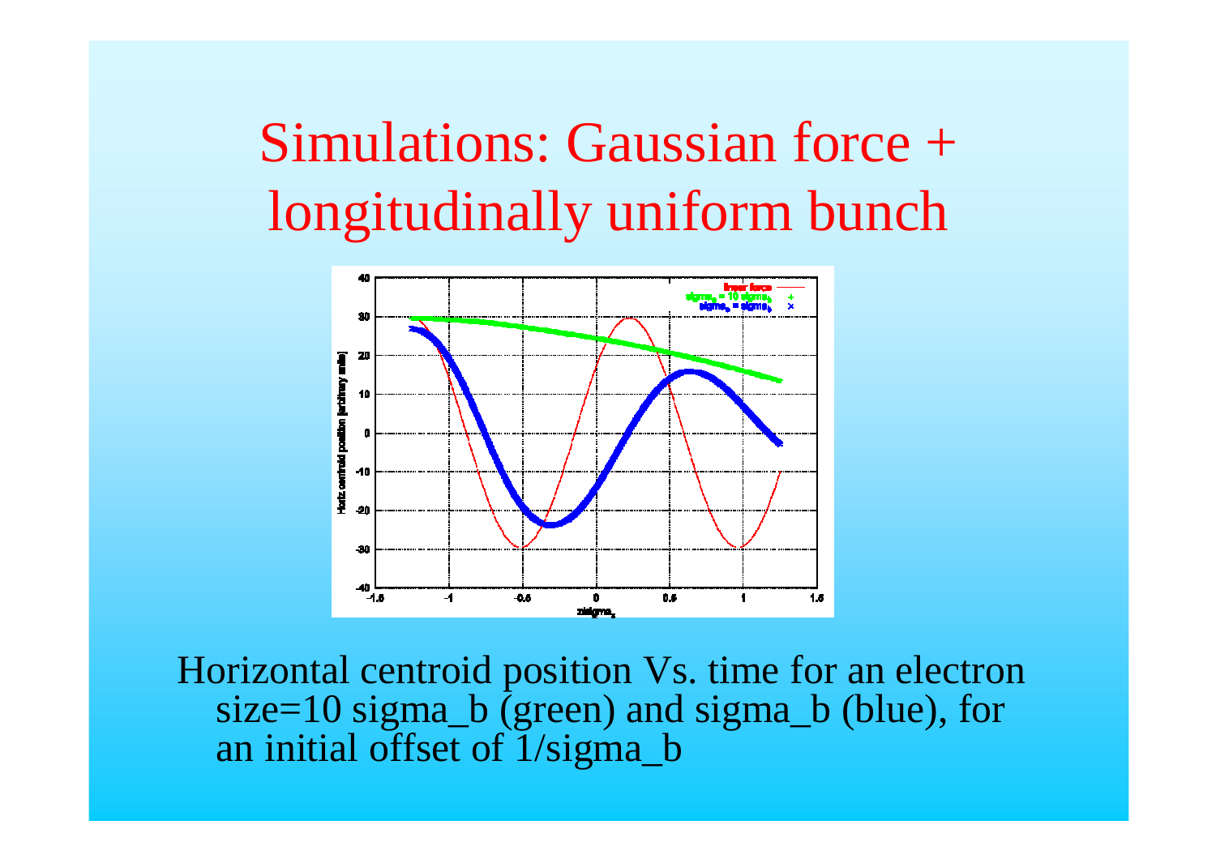# Simulations: Gaussian force + longitudinally uniform bunch

linear force

$\text{sigma}_e = 10\ \text{sigma}_b$

$\text{sigma}_e = \text{sigma}_b$

40

30

20

10

0

-10

-20

-30

-40

-1.5

-1

-0.5

0

0.5

1

1.5

Horiz centroid position [arbitrary units]

$z/\text{sigma}_z$

Horizontal centroid position Vs. time for an electron size=10 sigma_b (green) and sigma_b (blue), for an initial offset of 1/sigma_b